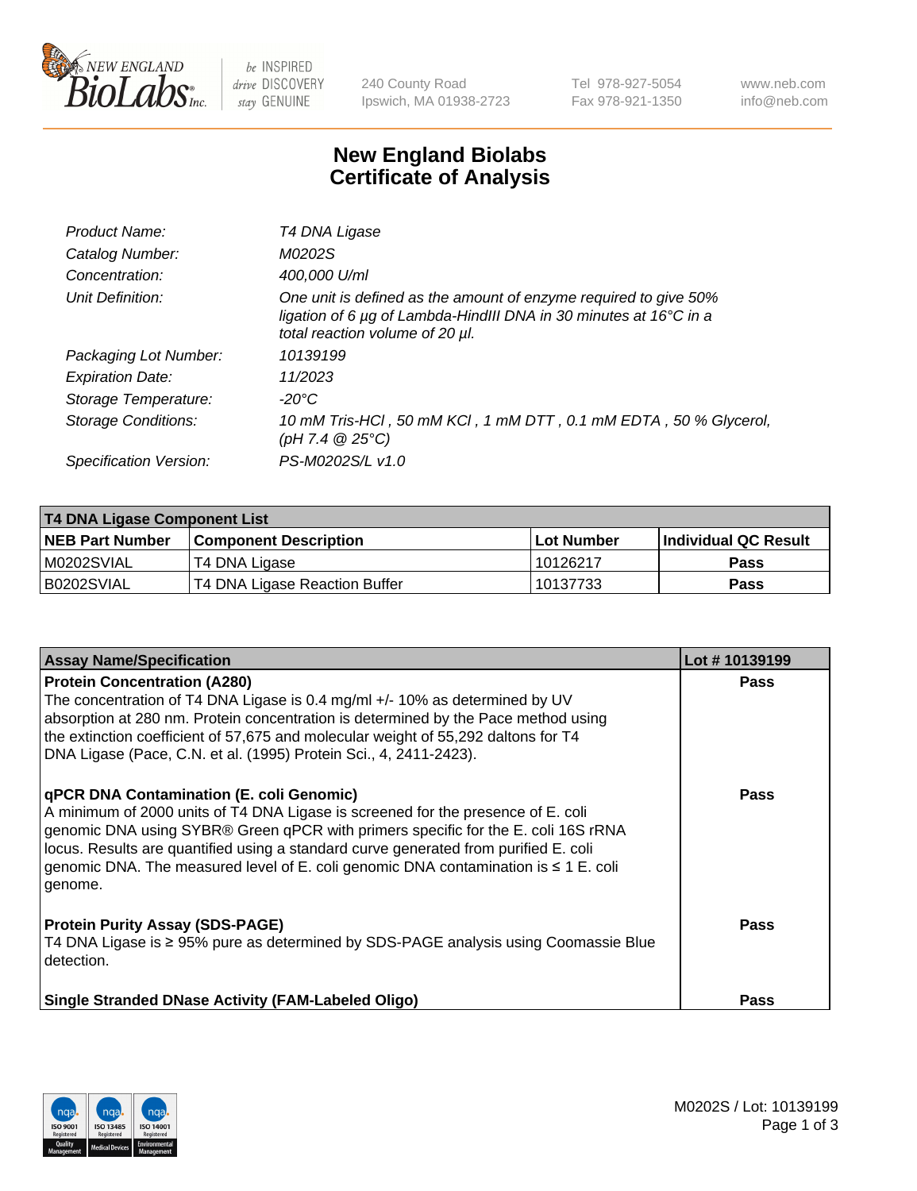# New England Biolabs Certificate of Analysis

| | |
|---|---|
| *Product Name:* | *T4 DNA Ligase* |
| *Catalog Number:* | *M0202S* |
| *Concentration:* | *400,000 U/ml* |
| *Unit Definition:* | *One unit is defined as the amount of enzyme required to give 50% ligation of 6 µg of Lambda-HindIII DNA in 30 minutes at 16°C in a total reaction volume of 20 µl.* |
| *Packaging Lot Number:* | *10139199* |
| *Expiration Date:* | *11/2023* |
| *Storage Temperature:* | *-20°C* |
| *Storage Conditions:* | *10 mM Tris-HCl , 50 mM KCl , 1 mM DTT , 0.1 mM EDTA , 50 % Glycerol, (pH 7.4 @ 25°C)* |
| *Specification Version:* | *PS-M0202S/L v1.0* |

**T4 DNA Ligase Component List**

| NEB Part Number | Component Description | Lot Number | Individual QC Result |
|---|---|---|---|
| M0202SVIAL | T4 DNA Ligase | 10126217 | Pass |
| B0202SVIAL | T4 DNA Ligase Reaction Buffer | 10137733 | Pass |

| Assay Name/Specification | Lot # 10139199 |
|---|---|
| **Protein Concentration (A280)**<br>The concentration of T4 DNA Ligase is 0.4 mg/ml +/- 10% as determined by UV absorption at 280 nm. Protein concentration is determined by the Pace method using the extinction coefficient of 57,675 and molecular weight of 55,292 daltons for T4 DNA Ligase (Pace, C.N. et al. (1995) Protein Sci., 4, 2411-2423). | Pass |
| **qPCR DNA Contamination (E. coli Genomic)**<br>A minimum of 2000 units of T4 DNA Ligase is screened for the presence of E. coli genomic DNA using SYBR® Green qPCR with primers specific for the E. coli 16S rRNA locus. Results are quantified using a standard curve generated from purified E. coli genomic DNA. The measured level of E. coli genomic DNA contamination is ≤ 1 E. coli genome. | Pass |
| **Protein Purity Assay (SDS-PAGE)**<br>T4 DNA Ligase is ≥ 95% pure as determined by SDS-PAGE analysis using Coomassie Blue detection. | Pass |
| **Single Stranded DNase Activity (FAM-Labeled Oligo)** | Pass |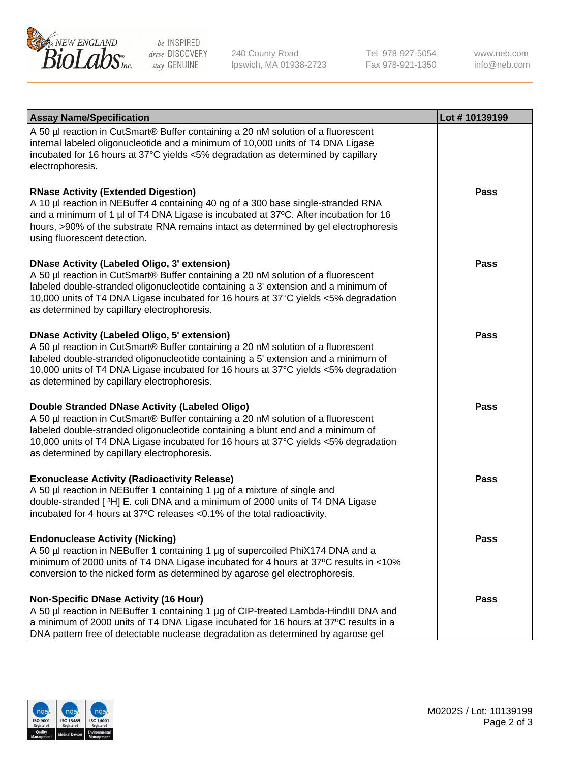| Assay Name/Specification | Lot # 10139199 |
|---|---|
| A 50 µl reaction in CutSmart® Buffer containing a 20 nM solution of a fluorescent internal labeled oligonucleotide and a minimum of 10,000 units of T4 DNA Ligase incubated for 16 hours at 37°C yields <5% degradation as determined by capillary electrophoresis. | |
| **RNase Activity (Extended Digestion)**<br>A 10 µl reaction in NEBuffer 4 containing 40 ng of a 300 base single-stranded RNA and a minimum of 1 µl of T4 DNA Ligase is incubated at 37ºC. After incubation for 16 hours, >90% of the substrate RNA remains intact as determined by gel electrophoresis using fluorescent detection. | **Pass** |
| **DNase Activity (Labeled Oligo, 3' extension)**<br>A 50 µl reaction in CutSmart® Buffer containing a 20 nM solution of a fluorescent labeled double-stranded oligonucleotide containing a 3' extension and a minimum of 10,000 units of T4 DNA Ligase incubated for 16 hours at 37°C yields <5% degradation as determined by capillary electrophoresis. | **Pass** |
| **DNase Activity (Labeled Oligo, 5' extension)**<br>A 50 µl reaction in CutSmart® Buffer containing a 20 nM solution of a fluorescent labeled double-stranded oligonucleotide containing a 5' extension and a minimum of 10,000 units of T4 DNA Ligase incubated for 16 hours at 37°C yields <5% degradation as determined by capillary electrophoresis. | **Pass** |
| **Double Stranded DNase Activity (Labeled Oligo)**<br>A 50 µl reaction in CutSmart® Buffer containing a 20 nM solution of a fluorescent labeled double-stranded oligonucleotide containing a blunt end and a minimum of 10,000 units of T4 DNA Ligase incubated for 16 hours at 37°C yields <5% degradation as determined by capillary electrophoresis. | **Pass** |
| **Exonuclease Activity (Radioactivity Release)**<br>A 50 µl reaction in NEBuffer 1 containing 1 µg of a mixture of single and double-stranded [ $^3$H] E. coli DNA and a minimum of 2000 units of T4 DNA Ligase incubated for 4 hours at 37ºC releases <0.1% of the total radioactivity. | **Pass** |
| **Endonuclease Activity (Nicking)**<br>A 50 µl reaction in NEBuffer 1 containing 1 µg of supercoiled PhiX174 DNA and a minimum of 2000 units of T4 DNA Ligase incubated for 4 hours at 37ºC results in <10% conversion to the nicked form as determined by agarose gel electrophoresis. | **Pass** |
| **Non-Specific DNase Activity (16 Hour)**<br>A 50 µl reaction in NEBuffer 1 containing 1 µg of CIP-treated Lambda-HindIII DNA and a minimum of 2000 units of T4 DNA Ligase incubated for 16 hours at 37ºC results in a DNA pattern free of detectable nuclease degradation as determined by agarose gel | **Pass** |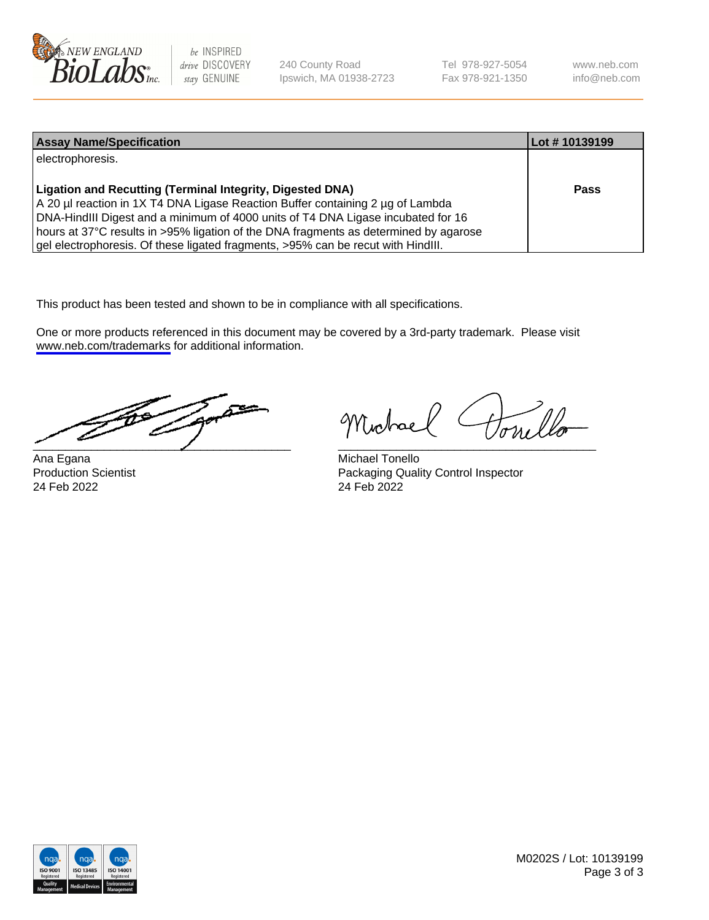| Assay Name/Specification | Lot # 10139199 |
|---|---|
| electrophoresis. | |
| **Ligation and Recutting (Terminal Integrity, Digested DNA)**<br>A 20 µl reaction in 1X T4 DNA Ligase Reaction Buffer containing 2 µg of Lambda DNA-HindIII Digest and a minimum of 4000 units of T4 DNA Ligase incubated for 16 hours at 37°C results in >95% ligation of the DNA fragments as determined by agarose gel electrophoresis. Of these ligated fragments, >95% can be recut with HindIII. | **Pass** |

This product has been tested and shown to be in compliance with all specifications.

One or more products referenced in this document may be covered by a 3rd-party trademark. Please visit www.neb.com/trademarks for additional information.

Ana Egana
Production Scientist
24 Feb 2022

Michael Tonello
Packaging Quality Control Inspector
24 Feb 2022

M0202S / Lot: 10139199